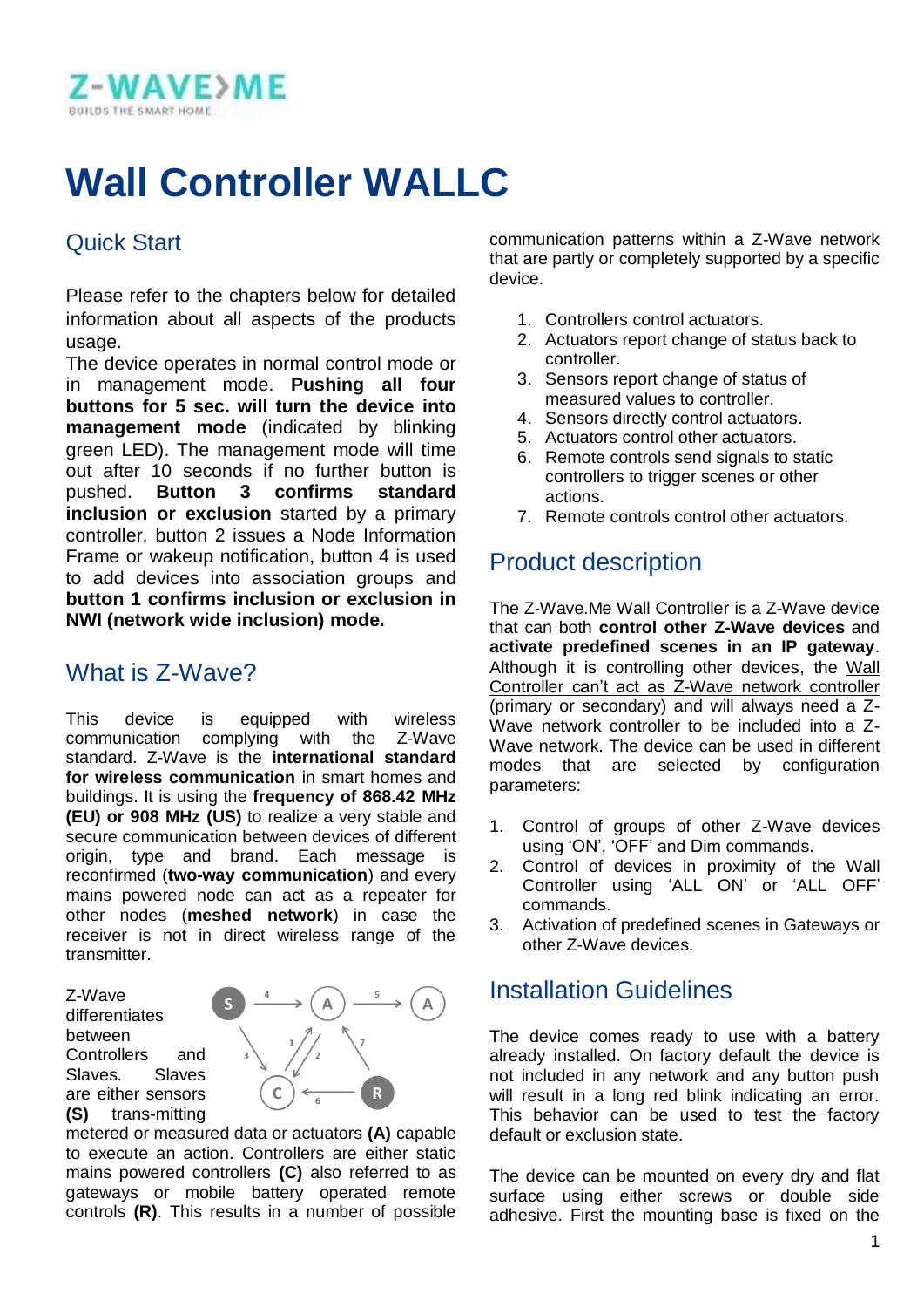Z-WAVE>ME
BUILDS THE SMART HOME

# Wall Controller WALLC

## Quick Start

Please refer to the chapters below for detailed information about all aspects of the products usage.
The device operates in normal control mode or in management mode. **Pushing all four buttons for 5 sec. will turn the device into management mode** (indicated by blinking green LED). The management mode will time out after 10 seconds if no further button is pushed. **Button 3 confirms standard inclusion or exclusion** started by a primary controller, button 2 issues a Node Information Frame or wakeup notification, button 4 is used to add devices into association groups and **button 1 confirms inclusion or exclusion in NWI (network wide inclusion) mode.**

## What is Z-Wave?

This device is equipped with wireless communication complying with the Z-Wave standard. Z-Wave is the **international standard for wireless communication** in smart homes and buildings. It is using the **frequency of 868.42 MHz (EU) or 908 MHz (US)** to realize a very stable and secure communication between devices of different origin, type and brand. Each message is reconfirmed (**two-way communication**) and every mains powered node can act as a repeater for other nodes (**meshed network**) in case the receiver is not in direct wireless range of the transmitter.

Z-Wave differentiates between Controllers and Slaves. Slaves are either sensors **(S)** trans-mitting metered or measured data or actuators **(A)** capable to execute an action. Controllers are either static mains powered controllers **(C)** also referred to as gateways or mobile battery operated remote controls **(R)**. This results in a number of possible communication patterns within a Z-Wave network that are partly or completely supported by a specific device.

1. Controllers control actuators.
2. Actuators report change of status back to controller.
3. Sensors report change of status of measured values to controller.
4. Sensors directly control actuators.
5. Actuators control other actuators.
6. Remote controls send signals to static controllers to trigger scenes or other actions.
7. Remote controls control other actuators.

## Product description

The Z-Wave.Me Wall Controller is a Z-Wave device that can both **control other Z-Wave devices** and **activate predefined scenes in an IP gateway**. Although it is controlling other devices, the Wall Controller can't act as Z-Wave network controller (primary or secondary) and will always need a Z-Wave network controller to be included into a Z-Wave network. The device can be used in different modes that are selected by configuration parameters:

1. Control of groups of other Z-Wave devices using 'ON', 'OFF' and Dim commands.
2. Control of devices in proximity of the Wall Controller using 'ALL ON' or 'ALL OFF' commands.
3. Activation of predefined scenes in Gateways or other Z-Wave devices.

## Installation Guidelines

The device comes ready to use with a battery already installed. On factory default the device is not included in any network and any button push will result in a long red blink indicating an error. This behavior can be used to test the factory default or exclusion state.

The device can be mounted on every dry and flat surface using either screws or double side adhesive. First the mounting base is fixed on the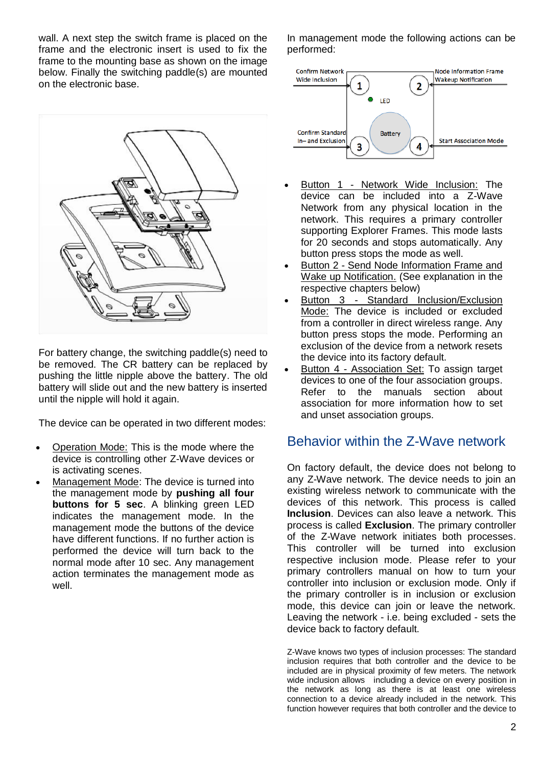wall. A next step the switch frame is placed on the frame and the electronic insert is used to fix the frame to the mounting base as shown on the image below. Finally the switching paddle(s) are mounted on the electronic base.

For battery change, the switching paddle(s) need to be removed. The CR battery can be replaced by pushing the little nipple above the battery. The old battery will slide out and the new battery is inserted until the nipple will hold it again.

The device can be operated in two different modes:

- Operation Mode: This is the mode where the device is controlling other Z-Wave devices or is activating scenes.
- Management Mode: The device is turned into the management mode by **pushing all four buttons for 5 sec**. A blinking green LED indicates the management mode. In the management mode the buttons of the device have different functions. If no further action is performed the device will turn back to the normal mode after 10 sec. Any management action terminates the management mode as well.

In management mode the following actions can be performed:

Confirm Network Wide Inclusion — 1
Node Information Frame Wakeup Notification — 2
LED
Battery
Confirm Standard In– and Exclusion — 3
Start Association Mode — 4

- Button 1 - Network Wide Inclusion: The device can be included into a Z-Wave Network from any physical location in the network. This requires a primary controller supporting Explorer Frames. This mode lasts for 20 seconds and stops automatically. Any button press stops the mode as well.
- Button 2 - Send Node Information Frame and Wake up Notification. (See explanation in the respective chapters below)
- Button 3 - Standard Inclusion/Exclusion Mode: The device is included or excluded from a controller in direct wireless range. Any button press stops the mode. Performing an exclusion of the device from a network resets the device into its factory default.
- Button 4 - Association Set: To assign target devices to one of the four association groups. Refer to the manuals section about association for more information how to set and unset association groups.

## Behavior within the Z-Wave network

On factory default, the device does not belong to any Z-Wave network. The device needs to join an existing wireless network to communicate with the devices of this network. This process is called **Inclusion**. Devices can also leave a network. This process is called **Exclusion**. The primary controller of the Z-Wave network initiates both processes. This controller will be turned into exclusion respective inclusion mode. Please refer to your primary controllers manual on how to turn your controller into inclusion or exclusion mode. Only if the primary controller is in inclusion or exclusion mode, this device can join or leave the network. Leaving the network - i.e. being excluded - sets the device back to factory default.

Z-Wave knows two types of inclusion processes: The standard inclusion requires that both controller and the device to be included are in physical proximity of few meters. The network wide inclusion allows including a device on every position in the network as long as there is at least one wireless connection to a device already included in the network. This function however requires that both controller and the device to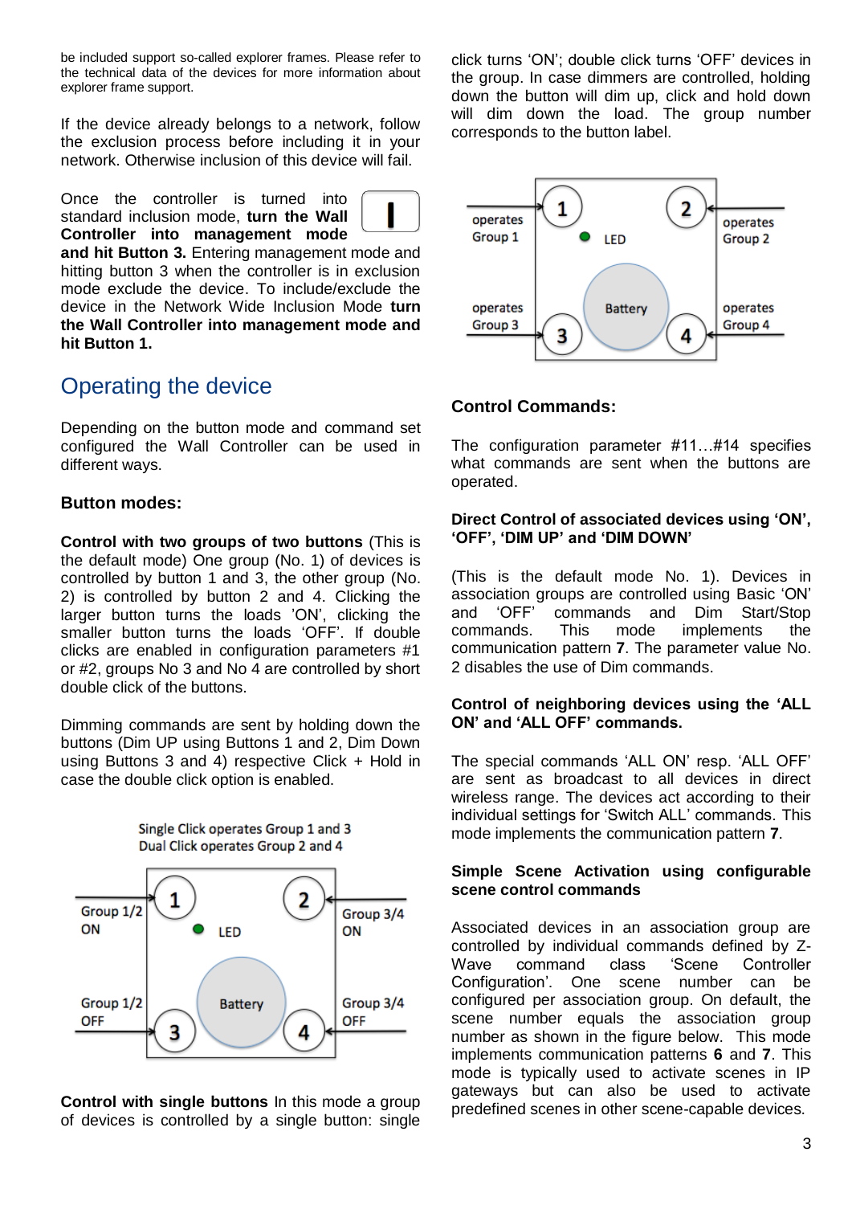be included support so-called explorer frames. Please refer to the technical data of the devices for more information about explorer frame support.

If the device already belongs to a network, follow the exclusion process before including it in your network. Otherwise inclusion of this device will fail.

Once the controller is turned into standard inclusion mode, **turn the Wall Controller into management mode and hit Button 3.** Entering management mode and hitting button 3 when the controller is in exclusion mode exclude the device. To include/exclude the device in the Network Wide Inclusion Mode **turn the Wall Controller into management mode and hit Button 1.**

## Operating the device

Depending on the button mode and command set configured the Wall Controller can be used in different ways.

### Button modes:

**Control with two groups of two buttons** (This is the default mode) One group (No. 1) of devices is controlled by button 1 and 3, the other group (No. 2) is controlled by button 2 and 4. Clicking the larger button turns the loads 'ON', clicking the smaller button turns the loads 'OFF'. If double clicks are enabled in configuration parameters #1 or #2, groups No 3 and No 4 are controlled by short double click of the buttons.

Dimming commands are sent by holding down the buttons (Dim UP using Buttons 1 and 2, Dim Down using Buttons 3 and 4) respective Click + Hold in case the double click option is enabled.

Single Click operates Group 1 and 3
Dual Click operates Group 2 and 4

**Control with single buttons** In this mode a group of devices is controlled by a single button: single click turns 'ON'; double click turns 'OFF' devices in the group. In case dimmers are controlled, holding down the button will dim up, click and hold down will dim down the load. The group number corresponds to the button label.

### Control Commands:

The configuration parameter #11…#14 specifies what commands are sent when the buttons are operated.

**Direct Control of associated devices using 'ON', 'OFF', 'DIM UP' and 'DIM DOWN'**

(This is the default mode No. 1). Devices in association groups are controlled using Basic 'ON' and 'OFF' commands and Dim Start/Stop commands. This mode implements the communication pattern **7**. The parameter value No. 2 disables the use of Dim commands.

**Control of neighboring devices using the 'ALL ON' and 'ALL OFF' commands.**

The special commands 'ALL ON' resp. 'ALL OFF' are sent as broadcast to all devices in direct wireless range. The devices act according to their individual settings for 'Switch ALL' commands. This mode implements the communication pattern **7**.

**Simple Scene Activation using configurable scene control commands**

Associated devices in an association group are controlled by individual commands defined by Z-Wave command class 'Scene Controller Configuration'. One scene number can be configured per association group. On default, the scene number equals the association group number as shown in the figure below. This mode implements communication patterns **6** and **7**. This mode is typically used to activate scenes in IP gateways but can also be used to activate predefined scenes in other scene-capable devices.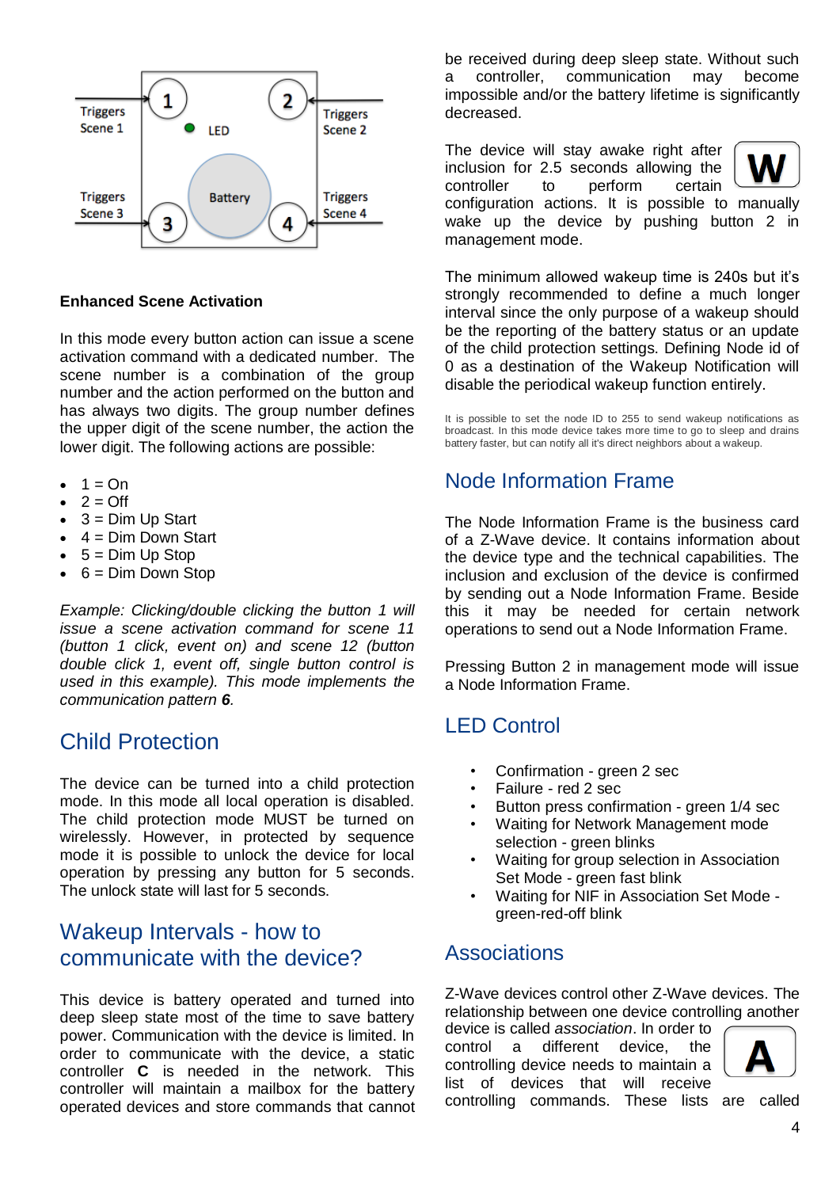Triggers Scene 1

Triggers Scene 2

LED

Battery

Triggers Scene 3

Triggers Scene 4

**Enhanced Scene Activation**

In this mode every button action can issue a scene activation command with a dedicated number. The scene number is a combination of the group number and the action performed on the button and has always two digits. The group number defines the upper digit of the scene number, the action the lower digit. The following actions are possible:

- 1 = On
- 2 = Off
- 3 = Dim Up Start
- 4 = Dim Down Start
- 5 = Dim Up Stop
- 6 = Dim Down Stop

*Example: Clicking/double clicking the button 1 will issue a scene activation command for scene 11 (button 1 click, event on) and scene 12 (button double click 1, event off, single button control is used in this example). This mode implements the communication pattern **6**.*

## Child Protection

The device can be turned into a child protection mode. In this mode all local operation is disabled. The child protection mode MUST be turned on wirelessly. However, in protected by sequence mode it is possible to unlock the device for local operation by pressing any button for 5 seconds. The unlock state will last for 5 seconds.

## Wakeup Intervals - how to communicate with the device?

This device is battery operated and turned into deep sleep state most of the time to save battery power. Communication with the device is limited. In order to communicate with the device, a static controller **C** is needed in the network. This controller will maintain a mailbox for the battery operated devices and store commands that cannot be received during deep sleep state. Without such a controller, communication may become impossible and/or the battery lifetime is significantly decreased.

The device will stay awake right after inclusion for 2.5 seconds allowing the controller to perform certain configuration actions. It is possible to manually wake up the device by pushing button 2 in management mode.

**W**

The minimum allowed wakeup time is 240s but it's strongly recommended to define a much longer interval since the only purpose of a wakeup should be the reporting of the battery status or an update of the child protection settings. Defining Node id of 0 as a destination of the Wakeup Notification will disable the periodical wakeup function entirely.

It is possible to set the node ID to 255 to send wakeup notifications as broadcast. In this mode device takes more time to go to sleep and drains battery faster, but can notify all it's direct neighbors about a wakeup.

## Node Information Frame

The Node Information Frame is the business card of a Z-Wave device. It contains information about the device type and the technical capabilities. The inclusion and exclusion of the device is confirmed by sending out a Node Information Frame. Beside this it may be needed for certain network operations to send out a Node Information Frame.

Pressing Button 2 in management mode will issue a Node Information Frame.

## LED Control

- Confirmation - green 2 sec
- Failure - red 2 sec
- Button press confirmation - green 1/4 sec
- Waiting for Network Management mode selection - green blinks
- Waiting for group selection in Association Set Mode - green fast blink
- Waiting for NIF in Association Set Mode - green-red-off blink

## Associations

Z-Wave devices control other Z-Wave devices. The relationship between one device controlling another device is called *association*. In order to control a different device, the controlling device needs to maintain a list of devices that will receive controlling commands. These lists are called

**A**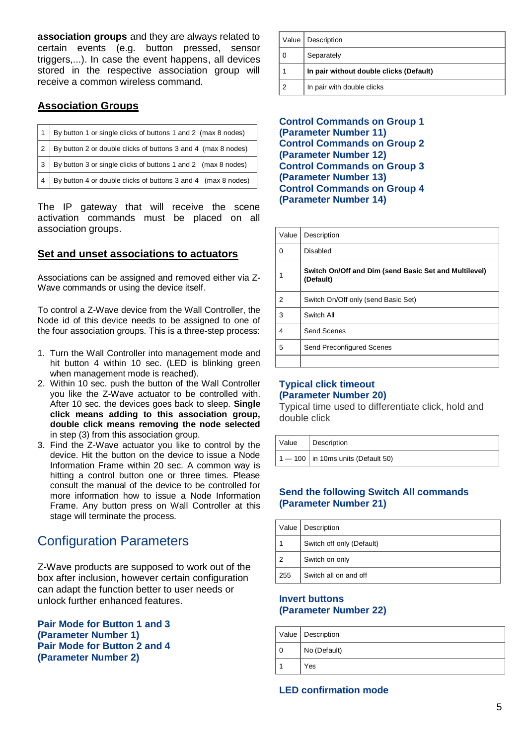**association groups** and they are always related to certain events (e.g. button pressed, sensor triggers,...). In case the event happens, all devices stored in the respective association group will receive a common wireless command.

## Association Groups

| | |
|---|---|
| 1 | By button 1 or single clicks of buttons 1 and 2 (max 8 nodes) |
| 2 | By button 2 or double clicks of buttons 3 and 4 (max 8 nodes) |
| 3 | By button 3 or single clicks of buttons 1 and 2 (max 8 nodes) |
| 4 | By button 4 or double clicks of buttons 3 and 4 (max 8 nodes) |

The IP gateway that will receive the scene activation commands must be placed on all association groups.

## Set and unset associations to actuators

Associations can be assigned and removed either via Z-Wave commands or using the device itself.

To control a Z-Wave device from the Wall Controller, the Node id of this device needs to be assigned to one of the four association groups. This is a three-step process:

1. Turn the Wall Controller into management mode and hit button 4 within 10 sec. (LED is blinking green when management mode is reached).
2. Within 10 sec. push the button of the Wall Controller you like the Z-Wave actuator to be controlled with. After 10 sec. the devices goes back to sleep. **Single click means adding to this association group, double click means removing the node selected** in step (3) from this association group.
3. Find the Z-Wave actuator you like to control by the device. Hit the button on the device to issue a Node Information Frame within 20 sec. A common way is hitting a control button one or three times. Please consult the manual of the device to be controlled for more information how to issue a Node Information Frame. Any button press on Wall Controller at this stage will terminate the process.

# Configuration Parameters

Z-Wave products are supposed to work out of the box after inclusion, however certain configuration can adapt the function better to user needs or unlock further enhanced features.

### Pair Mode for Button 1 and 3 (Parameter Number 1)
### Pair Mode for Button 2 and 4 (Parameter Number 2)

| Value | Description |
|---|---|
| 0 | Separately |
| 1 | **In pair without double clicks (Default)** |
| 2 | In pair with double clicks |

### Control Commands on Group 1 (Parameter Number 11)
### Control Commands on Group 2 (Parameter Number 12)
### Control Commands on Group 3 (Parameter Number 13)
### Control Commands on Group 4 (Parameter Number 14)

| Value | Description |
|---|---|
| 0 | Disabled |
| 1 | **Switch On/Off and Dim (send Basic Set and Multilevel) (Default)** |
| 2 | Switch On/Off only (send Basic Set) |
| 3 | Switch All |
| 4 | Send Scenes |
| 5 | Send Preconfigured Scenes |
| | |

### Typical click timeout (Parameter Number 20)

Typical time used to differentiate click, hold and double click

| Value | Description |
|---|---|
| 1 — 100 | in 10ms units (Default 50) |

### Send the following Switch All commands (Parameter Number 21)

| Value | Description |
|---|---|
| 1 | Switch off only (Default) |
| 2 | Switch on only |
| 255 | Switch all on and off |

### Invert buttons (Parameter Number 22)

| Value | Description |
|---|---|
| 0 | No (Default) |
| 1 | Yes |

### LED confirmation mode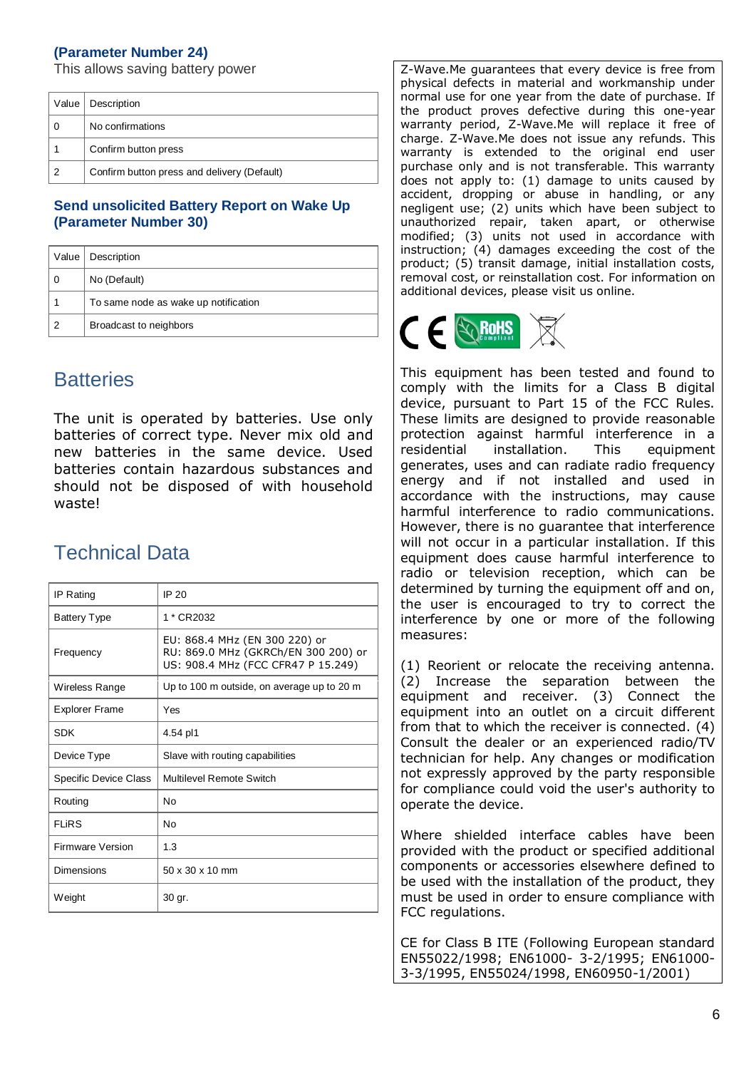### (Parameter Number 24)

This allows saving battery power

| Value | Description |
|---|---|
| 0 | No confirmations |
| 1 | Confirm button press |
| 2 | Confirm button press and delivery (Default) |

### Send unsolicited Battery Report on Wake Up (Parameter Number 30)

| Value | Description |
|---|---|
| 0 | No (Default) |
| 1 | To same node as wake up notification |
| 2 | Broadcast to neighbors |

## Batteries

The unit is operated by batteries. Use only batteries of correct type. Never mix old and new batteries in the same device. Used batteries contain hazardous substances and should not be disposed of with household waste!

## Technical Data

| | |
|---|---|
| IP Rating | IP 20 |
| Battery Type | 1 * CR2032 |
| Frequency | EU: 868.4 MHz (EN 300 220) or<br>RU: 869.0 MHz (GKRCh/EN 300 200) or<br>US: 908.4 MHz (FCC CFR47 P 15.249) |
| Wireless Range | Up to 100 m outside, on average up to 20 m |
| Explorer Frame | Yes |
| SDK | 4.54 pl1 |
| Device Type | Slave with routing capabilities |
| Specific Device Class | Multilevel Remote Switch |
| Routing | No |
| FLiRS | No |
| Firmware Version | 1.3 |
| Dimensions | 50 x 30 x 10 mm |
| Weight | 30 gr. |

Z-Wave.Me guarantees that every device is free from physical defects in material and workmanship under normal use for one year from the date of purchase. If the product proves defective during this one-year warranty period, Z-Wave.Me will replace it free of charge. Z-Wave.Me does not issue any refunds. This warranty is extended to the original end user purchase only and is not transferable. This warranty does not apply to: (1) damage to units caused by accident, dropping or abuse in handling, or any negligent use; (2) units which have been subject to unauthorized repair, taken apart, or otherwise modified; (3) units not used in accordance with instruction; (4) damages exceeding the cost of the product; (5) transit damage, initial installation costs, removal cost, or reinstallation cost. For information on additional devices, please visit us online.

This equipment has been tested and found to comply with the limits for a Class B digital device, pursuant to Part 15 of the FCC Rules. These limits are designed to provide reasonable protection against harmful interference in a residential installation. This equipment generates, uses and can radiate radio frequency energy and if not installed and used in accordance with the instructions, may cause harmful interference to radio communications. However, there is no guarantee that interference will not occur in a particular installation. If this equipment does cause harmful interference to radio or television reception, which can be determined by turning the equipment off and on, the user is encouraged to try to correct the interference by one or more of the following measures:

(1) Reorient or relocate the receiving antenna. (2) Increase the separation between the equipment and receiver. (3) Connect the equipment into an outlet on a circuit different from that to which the receiver is connected. (4) Consult the dealer or an experienced radio/TV technician for help. Any changes or modification not expressly approved by the party responsible for compliance could void the user's authority to operate the device.

Where shielded interface cables have been provided with the product or specified additional components or accessories elsewhere defined to be used with the installation of the product, they must be used in order to ensure compliance with FCC regulations.

CE for Class B ITE (Following European standard EN55022/1998; EN61000- 3-2/1995; EN61000-3-3/1995, EN55024/1998, EN60950-1/2001)